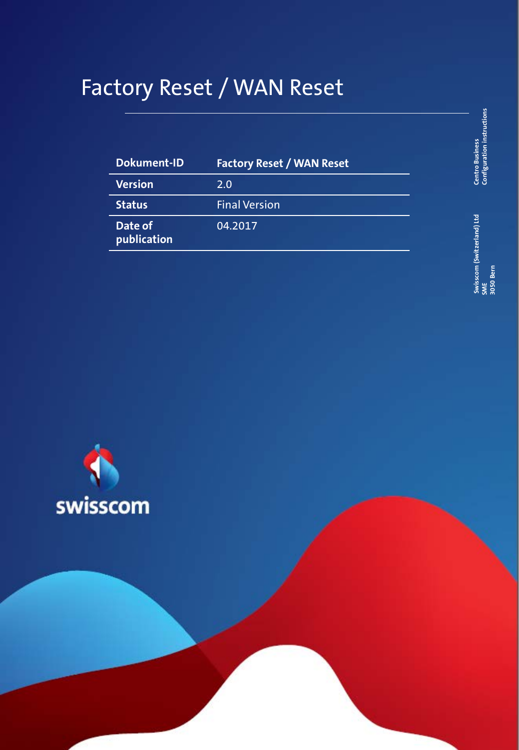# Factory Reset / WAN Reset

| Dokument-ID | Factory Reset / WAN Reset |
|---|---|
| Version | 2.0 |
| Status | Final Version |
| Date of publication | 04.2017 |

Centro Business
Configuration instructions

Swisscom (Switzerland) Ltd
SME
3050 Bern

swisscom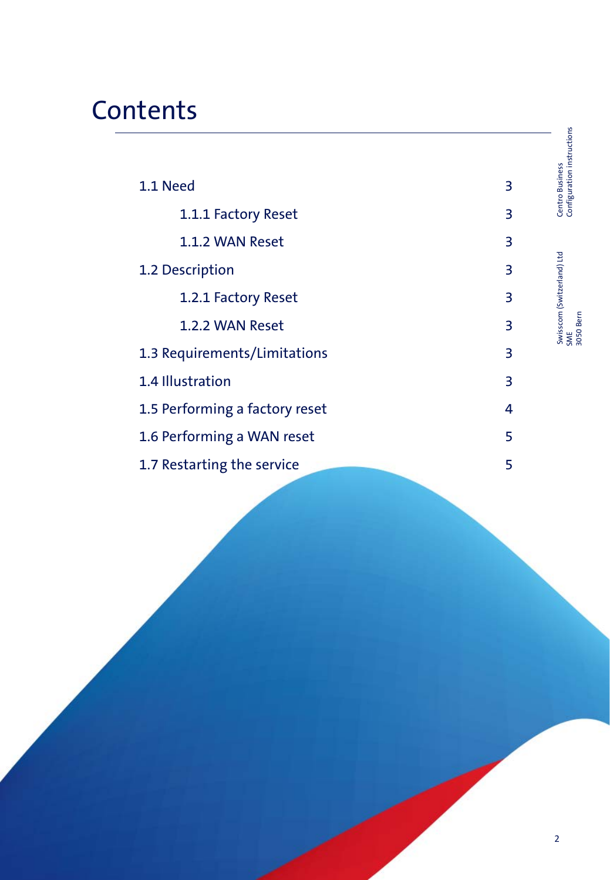# Contents

| | |
|---|---|
| 1.1 Need | 3 |
| 1.1.1 Factory Reset | 3 |
| 1.1.2 WAN Reset | 3 |
| 1.2 Description | 3 |
| 1.2.1 Factory Reset | 3 |
| 1.2.2 WAN Reset | 3 |
| 1.3 Requirements/Limitations | 3 |
| 1.4 Illustration | 3 |
| 1.5 Performing a factory reset | 4 |
| 1.6 Performing a WAN reset | 5 |
| 1.7 Restarting the service | 5 |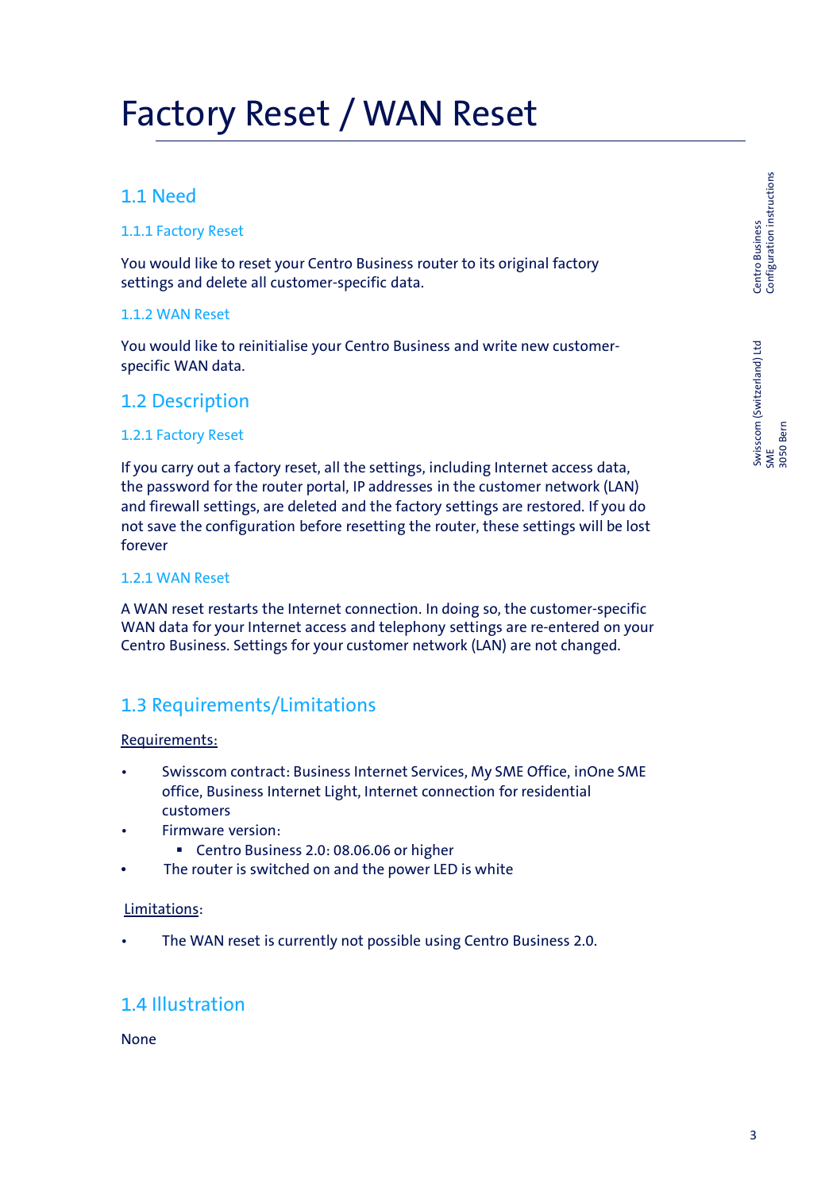# Factory Reset / WAN Reset

## 1.1 Need

### 1.1.1 Factory Reset

You would like to reset your Centro Business router to its original factory settings and delete all customer-specific data.

### 1.1.2 WAN Reset

You would like to reinitialise your Centro Business and write new customer-specific WAN data.

## 1.2 Description

### 1.2.1 Factory Reset

If you carry out a factory reset, all the settings, including Internet access data, the password for the router portal, IP addresses in the customer network (LAN) and firewall settings, are deleted and the factory settings are restored. If you do not save the configuration before resetting the router, these settings will be lost forever

### 1.2.1 WAN Reset

A WAN reset restarts the Internet connection. In doing so, the customer-specific WAN data for your Internet access and telephony settings are re-entered on your Centro Business. Settings for your customer network (LAN) are not changed.

## 1.3 Requirements/Limitations

Requirements:

- Swisscom contract: Business Internet Services, My SME Office, inOne SME office, Business Internet Light, Internet connection for residential customers
- Firmware version:
  - Centro Business 2.0: 08.06.06 or higher
- The router is switched on and the power LED is white

Limitations:

- The WAN reset is currently not possible using Centro Business 2.0.

## 1.4 Illustration

None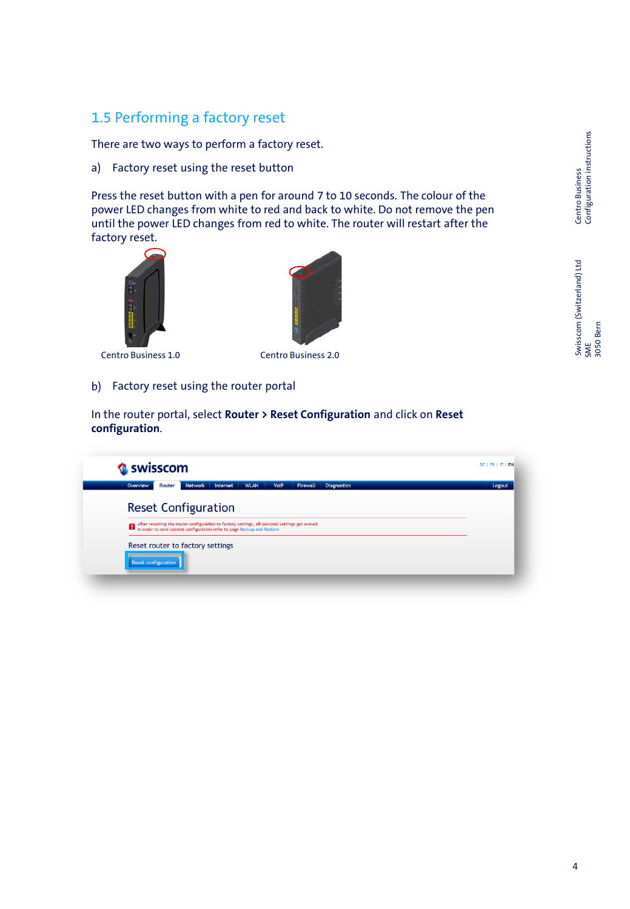## 1.5 Performing a factory reset

There are two ways to perform a factory reset.

a) Factory reset using the reset button

Press the reset button with a pen for around 7 to 10 seconds. The colour of the power LED changes from white to red and back to white. Do not remove the pen until the power LED changes from red to white. The router will restart after the factory reset.

Centro Business 1.0

Centro Business 2.0

b) Factory reset using the router portal

In the router portal, select **Router > Reset Configuration** and click on **Reset configuration**.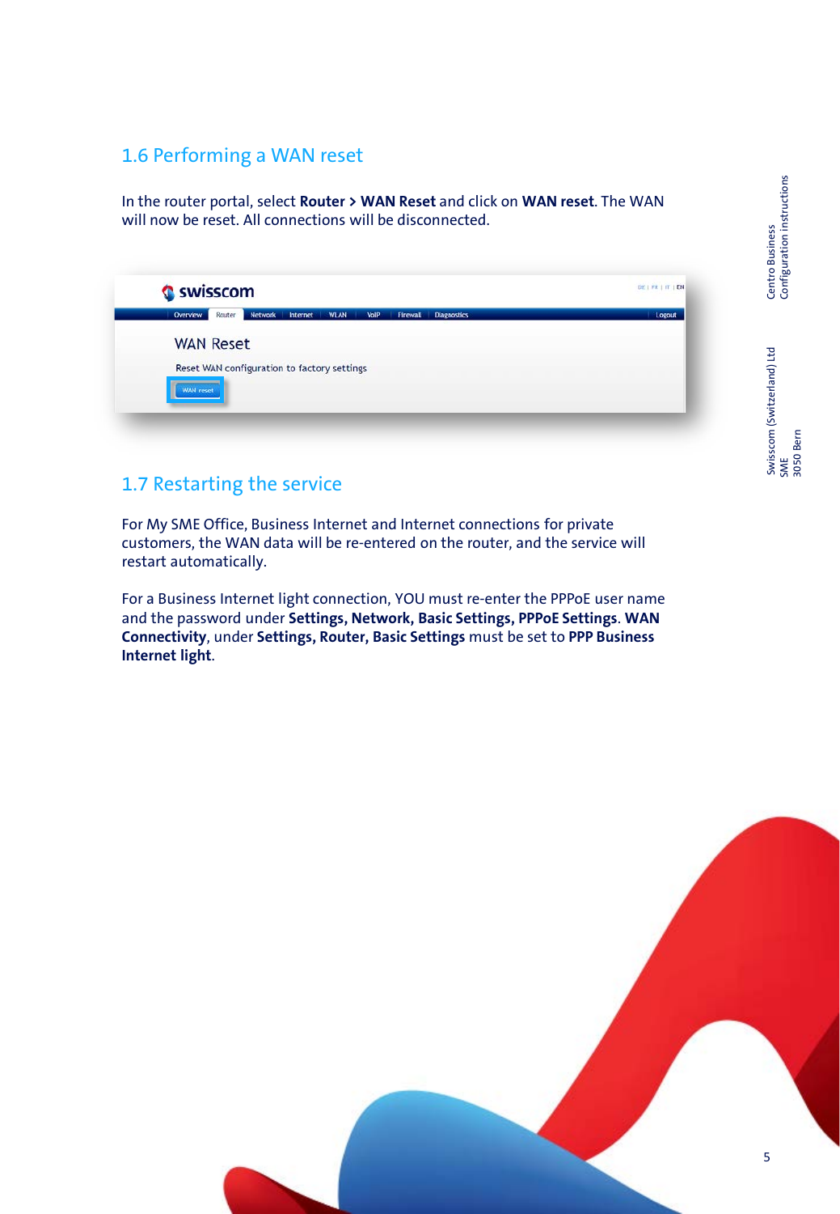## 1.6 Performing a WAN reset

In the router portal, select **Router > WAN Reset** and click on **WAN reset**. The WAN will now be reset. All connections will be disconnected.

## 1.7 Restarting the service

For My SME Office, Business Internet and Internet connections for private customers, the WAN data will be re-entered on the router, and the service will restart automatically.

For a Business Internet light connection, YOU must re-enter the PPPoE user name and the password under **Settings, Network, Basic Settings, PPPoE Settings**. **WAN Connectivity**, under **Settings, Router, Basic Settings** must be set to **PPP Business Internet light**.